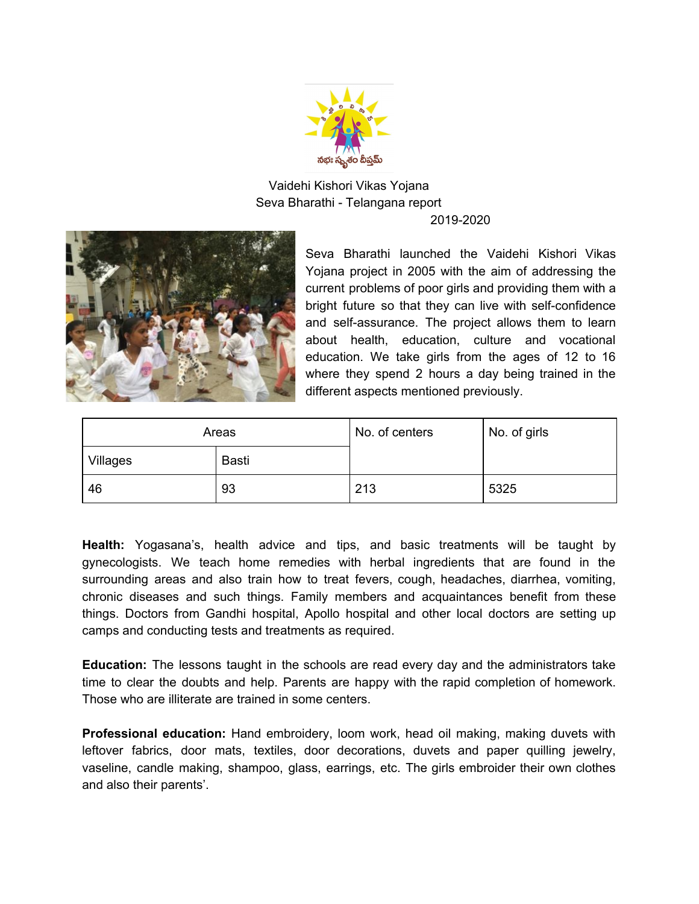Vaidehi Kishori Vikas Yojana
Seva Bharathi - Telangana report
2019-2020

Seva Bharathi launched the Vaidehi Kishori Vikas Yojana project in 2005 with the aim of addressing the current problems of poor girls and providing them with a bright future so that they can live with self-confidence and self-assurance. The project allows them to learn about health, education, culture and vocational education. We take girls from the ages of 12 to 16 where they spend 2 hours a day being trained in the different aspects mentioned previously.

| Areas | | No. of centers | No. of girls |
|---|---|---|---|
| Villages | Basti | | |
| 46 | 93 | 213 | 5325 |

**Health:** Yogasana's, health advice and tips, and basic treatments will be taught by gynecologists. We teach home remedies with herbal ingredients that are found in the surrounding areas and also train how to treat fevers, cough, headaches, diarrhea, vomiting, chronic diseases and such things. Family members and acquaintances benefit from these things. Doctors from Gandhi hospital, Apollo hospital and other local doctors are setting up camps and conducting tests and treatments as required.

**Education:** The lessons taught in the schools are read every day and the administrators take time to clear the doubts and help. Parents are happy with the rapid completion of homework. Those who are illiterate are trained in some centers.

**Professional education:** Hand embroidery, loom work, head oil making, making duvets with leftover fabrics, door mats, textiles, door decorations, duvets and paper quilling jewelry, vaseline, candle making, shampoo, glass, earrings, etc. The girls embroider their own clothes and also their parents'.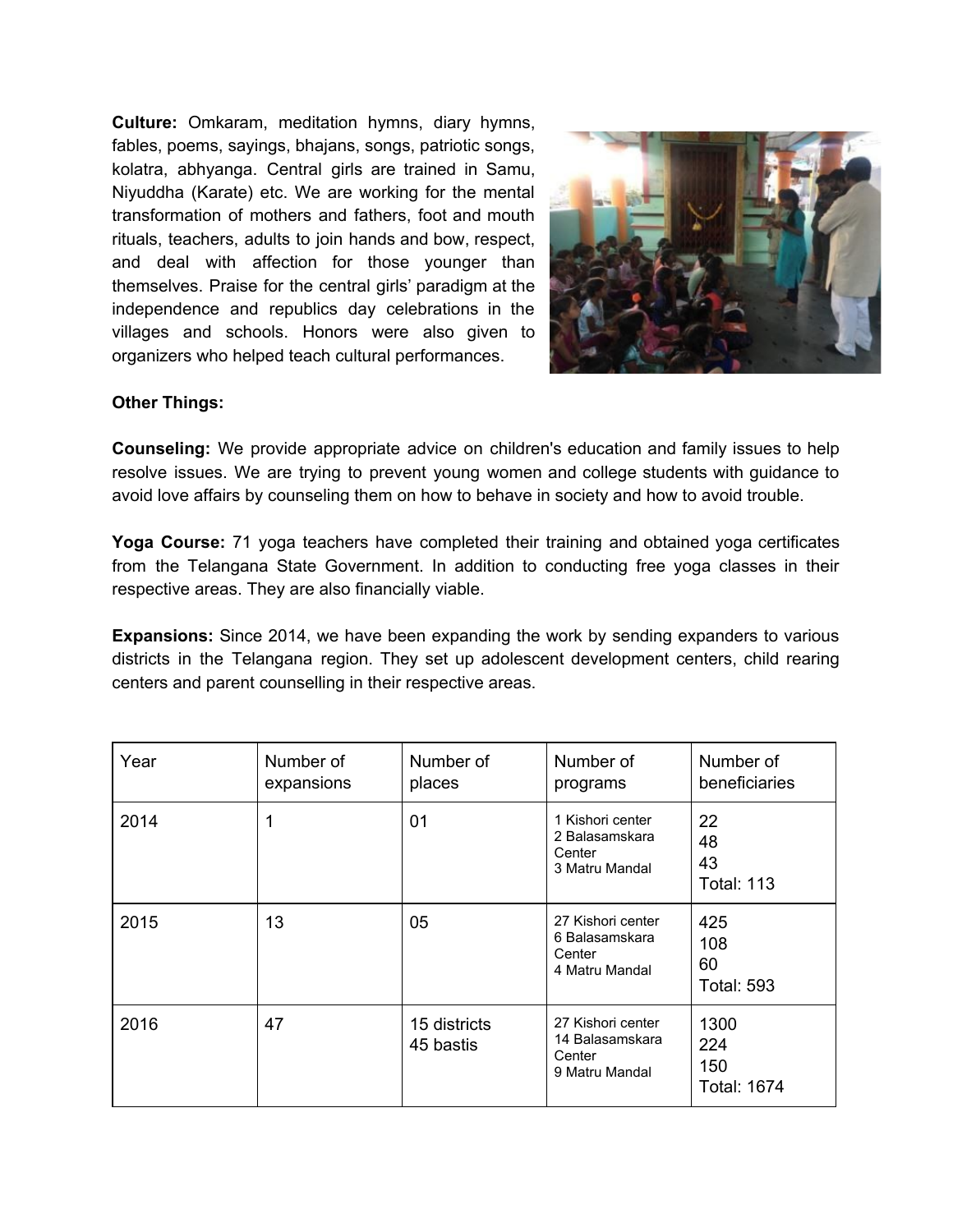**Culture:** Omkaram, meditation hymns, diary hymns, fables, poems, sayings, bhajans, songs, patriotic songs, kolatra, abhyanga. Central girls are trained in Samu, Niyuddha (Karate) etc. We are working for the mental transformation of mothers and fathers, foot and mouth rituals, teachers, adults to join hands and bow, respect, and deal with affection for those younger than themselves. Praise for the central girls' paradigm at the independence and republics day celebrations in the villages and schools. Honors were also given to organizers who helped teach cultural performances.

**Other Things:**

**Counseling:** We provide appropriate advice on children's education and family issues to help resolve issues. We are trying to prevent young women and college students with guidance to avoid love affairs by counseling them on how to behave in society and how to avoid trouble.

**Yoga Course:** 71 yoga teachers have completed their training and obtained yoga certificates from the Telangana State Government. In addition to conducting free yoga classes in their respective areas. They are also financially viable.

**Expansions:** Since 2014, we have been expanding the work by sending expanders to various districts in the Telangana region. They set up adolescent development centers, child rearing centers and parent counselling in their respective areas.

| Year | Number of expansions | Number of places | Number of programs | Number of beneficiaries |
|---|---|---|---|---|
| 2014 | 1 | 01 | 1 Kishori center<br>2 Balasamskara Center<br>3 Matru Mandal | 22<br>48<br>43<br>Total: 113 |
| 2015 | 13 | 05 | 27 Kishori center<br>6 Balasamskara Center<br>4 Matru Mandal | 425<br>108<br>60<br>Total: 593 |
| 2016 | 47 | 15 districts<br>45 bastis | 27 Kishori center<br>14 Balasamskara Center<br>9 Matru Mandal | 1300<br>224<br>150<br>Total: 1674 |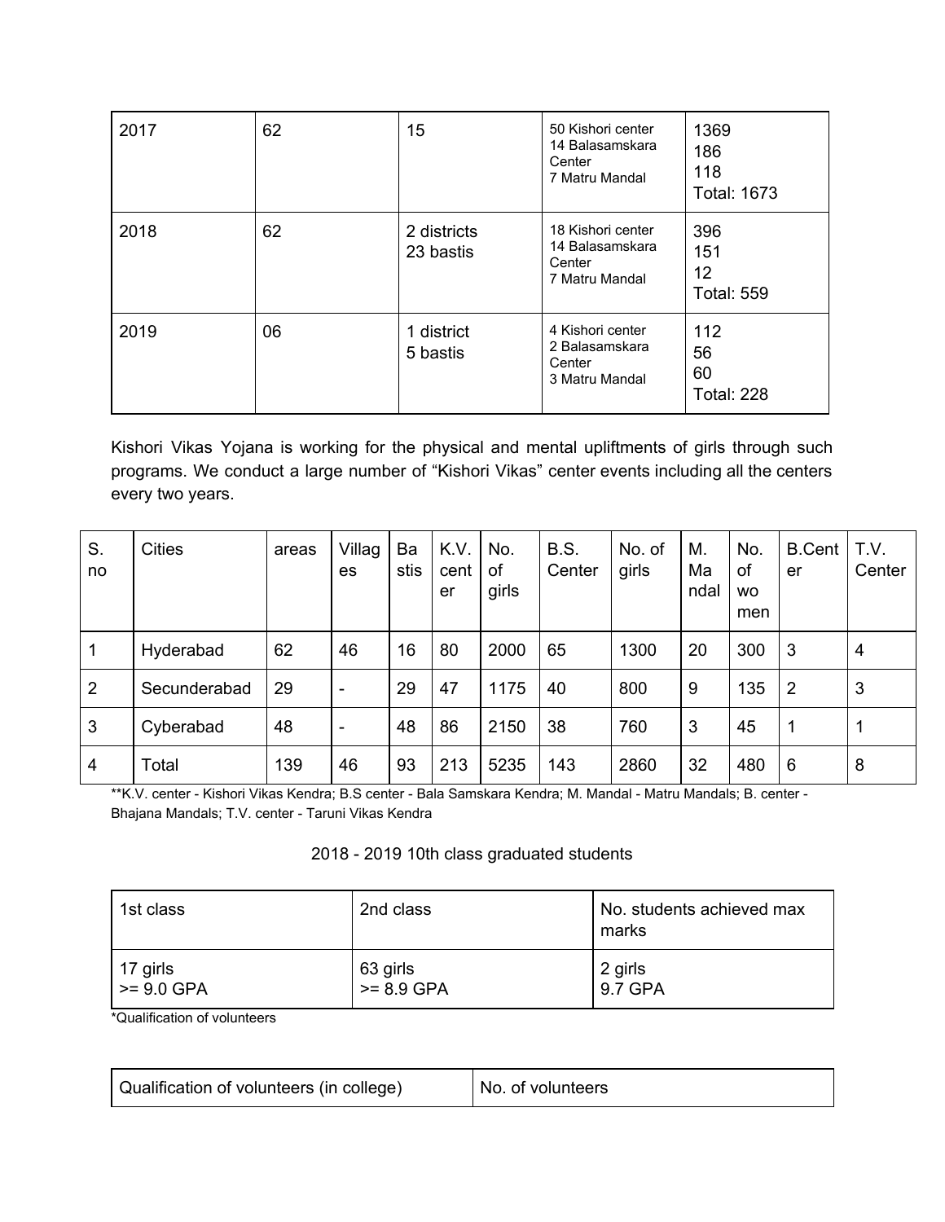| 2017 | 62 | 15 | 50 Kishori center<br>14 Balasamskara Center<br>7 Matru Mandal | 1369<br>186<br>118<br>Total: 1673 |
|---|---|---|---|---|
| 2018 | 62 | 2 districts<br>23 bastis | 18 Kishori center<br>14 Balasamskara Center<br>7 Matru Mandal | 396<br>151<br>12<br>Total: 559 |
| 2019 | 06 | 1 district<br>5 bastis | 4 Kishori center<br>2 Balasamskara Center<br>3 Matru Mandal | 112<br>56<br>60<br>Total: 228 |

Kishori Vikas Yojana is working for the physical and mental upliftments of girls through such programs. We conduct a large number of "Kishori Vikas" center events including all the centers every two years.

| S. no | Cities | areas | Villages | Bastis | K.V. center | No. of girls | B.S. Center | No. of girls | M. Mandal | No. of women | B.Center | T.V. Center |
|---|---|---|---|---|---|---|---|---|---|---|---|---|
| 1 | Hyderabad | 62 | 46 | 16 | 80 | 2000 | 65 | 1300 | 20 | 300 | 3 | 4 |
| 2 | Secunderabad | 29 | - | 29 | 47 | 1175 | 40 | 800 | 9 | 135 | 2 | 3 |
| 3 | Cyberabad | 48 | - | 48 | 86 | 2150 | 38 | 760 | 3 | 45 | 1 | 1 |
| 4 | Total | 139 | 46 | 93 | 213 | 5235 | 143 | 2860 | 32 | 480 | 6 | 8 |

**K.V. center - Kishori Vikas Kendra; B.S center - Bala Samskara Kendra; M. Mandal - Matru Mandals; B. center - Bhajana Mandals; T.V. center - Taruni Vikas Kendra

2018 - 2019 10th class graduated students

| 1st class | 2nd class | No. students achieved max marks |
|---|---|---|
| 17 girls<br>>= 9.0 GPA | 63 girls<br>>= 8.9 GPA | 2 girls<br>9.7 GPA |

*Qualification of volunteers

| Qualification of volunteers (in college) | No. of volunteers |
|---|---|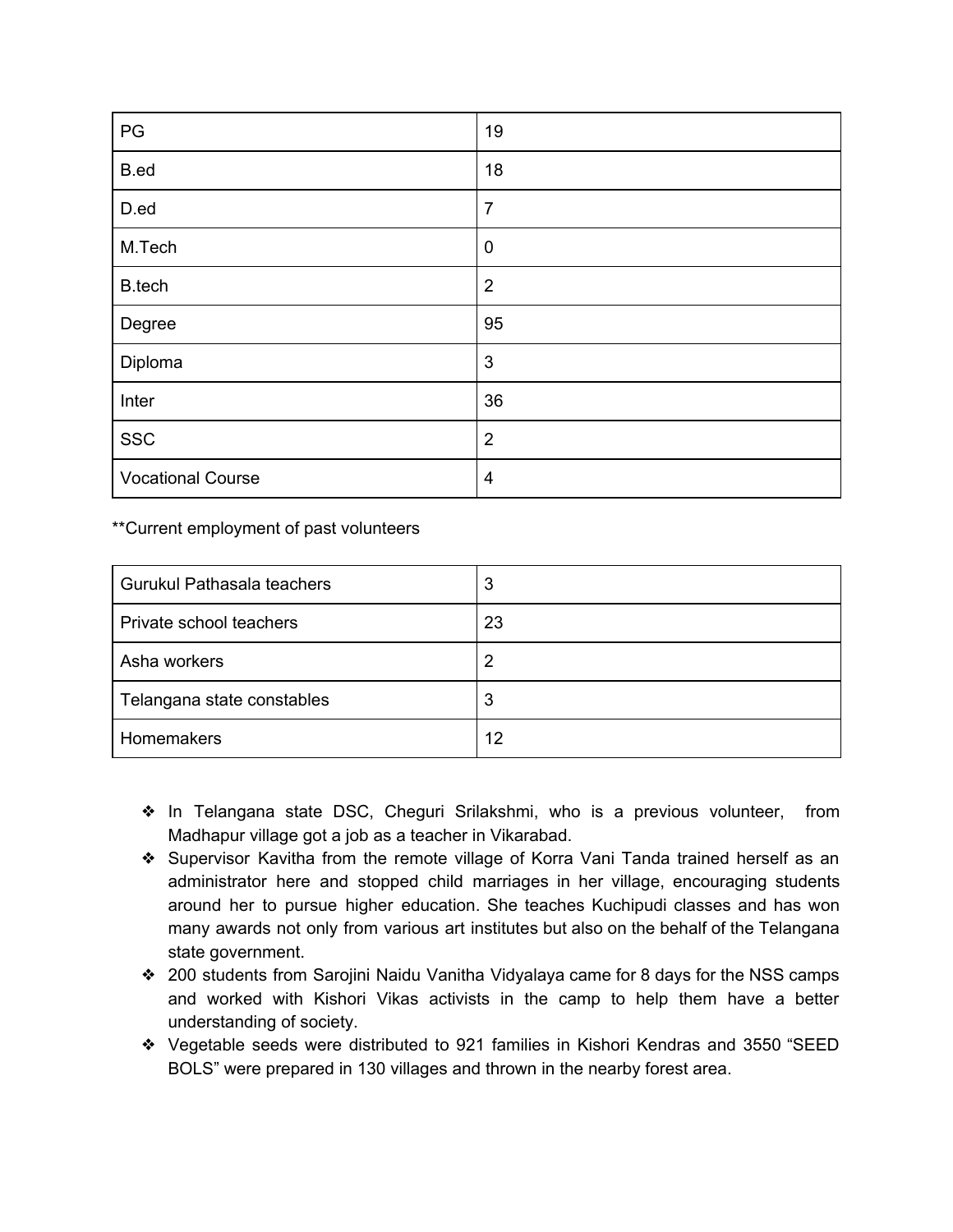| PG | 19 |
|---|---|
| B.ed | 18 |
| D.ed | 7 |
| M.Tech | 0 |
| B.tech | 2 |
| Degree | 95 |
| Diploma | 3 |
| Inter | 36 |
| SSC | 2 |
| Vocational Course | 4 |

**Current employment of past volunteers

| Gurukul Pathasala teachers | 3 |
|---|---|
| Private school teachers | 23 |
| Asha workers | 2 |
| Telangana state constables | 3 |
| Homemakers | 12 |

- In Telangana state DSC, Cheguri Srilakshmi, who is a previous volunteer, from Madhapur village got a job as a teacher in Vikarabad.
- Supervisor Kavitha from the remote village of Korra Vani Tanda trained herself as an administrator here and stopped child marriages in her village, encouraging students around her to pursue higher education. She teaches Kuchipudi classes and has won many awards not only from various art institutes but also on the behalf of the Telangana state government.
- 200 students from Sarojini Naidu Vanitha Vidyalaya came for 8 days for the NSS camps and worked with Kishori Vikas activists in the camp to help them have a better understanding of society.
- Vegetable seeds were distributed to 921 families in Kishori Kendras and 3550 "SEED BOLS" were prepared in 130 villages and thrown in the nearby forest area.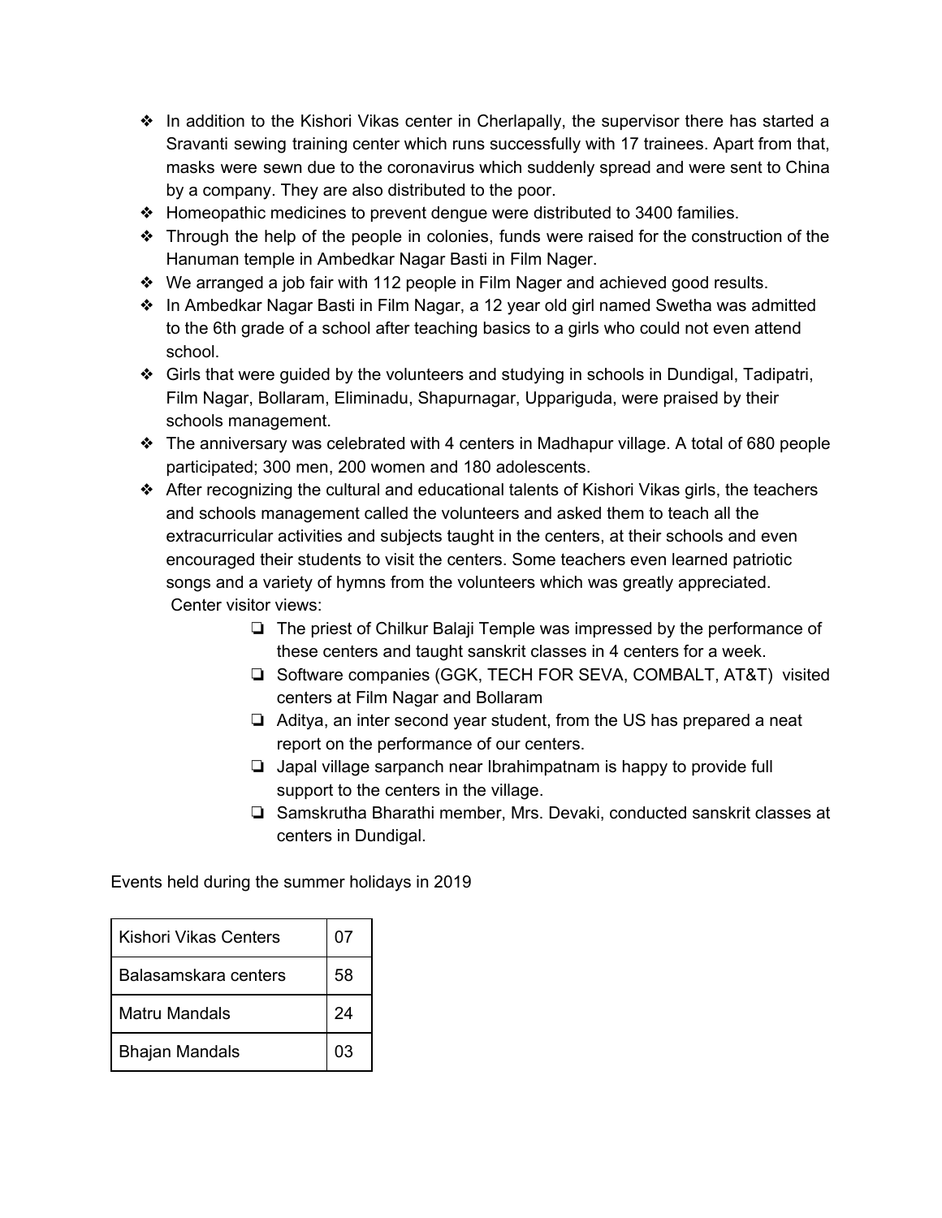- In addition to the Kishori Vikas center in Cherlapally, the supervisor there has started a Sravanti sewing training center which runs successfully with 17 trainees. Apart from that, masks were sewn due to the coronavirus which suddenly spread and were sent to China by a company. They are also distributed to the poor.
- Homeopathic medicines to prevent dengue were distributed to 3400 families.
- Through the help of the people in colonies, funds were raised for the construction of the Hanuman temple in Ambedkar Nagar Basti in Film Nager.
- We arranged a job fair with 112 people in Film Nager and achieved good results.
- In Ambedkar Nagar Basti in Film Nagar, a 12 year old girl named Swetha was admitted to the 6th grade of a school after teaching basics to a girls who could not even attend school.
- Girls that were guided by the volunteers and studying in schools in Dundigal, Tadipatri, Film Nagar, Bollaram, Eliminadu, Shapurnagar, Uppariguda, were praised by their schools management.
- The anniversary was celebrated with 4 centers in Madhapur village. A total of 680 people participated; 300 men, 200 women and 180 adolescents.
- After recognizing the cultural and educational talents of Kishori Vikas girls, the teachers and schools management called the volunteers and asked them to teach all the extracurricular activities and subjects taught in the centers, at their schools and even encouraged their students to visit the centers. Some teachers even learned patriotic songs and a variety of hymns from the volunteers which was greatly appreciated.
  Center visitor views:
    - The priest of Chilkur Balaji Temple was impressed by the performance of these centers and taught sanskrit classes in 4 centers for a week.
    - Software companies (GGK, TECH FOR SEVA, COMBALT, AT&T) visited centers at Film Nagar and Bollaram
    - Aditya, an inter second year student, from the US has prepared a neat report on the performance of our centers.
    - Japal village sarpanch near Ibrahimpatnam is happy to provide full support to the centers in the village.
    - Samskrutha Bharathi member, Mrs. Devaki, conducted sanskrit classes at centers in Dundigal.

Events held during the summer holidays in 2019

| | |
|---|---|
| Kishori Vikas Centers | 07 |
| Balasamskara centers | 58 |
| Matru Mandals | 24 |
| Bhajan Mandals | 03 |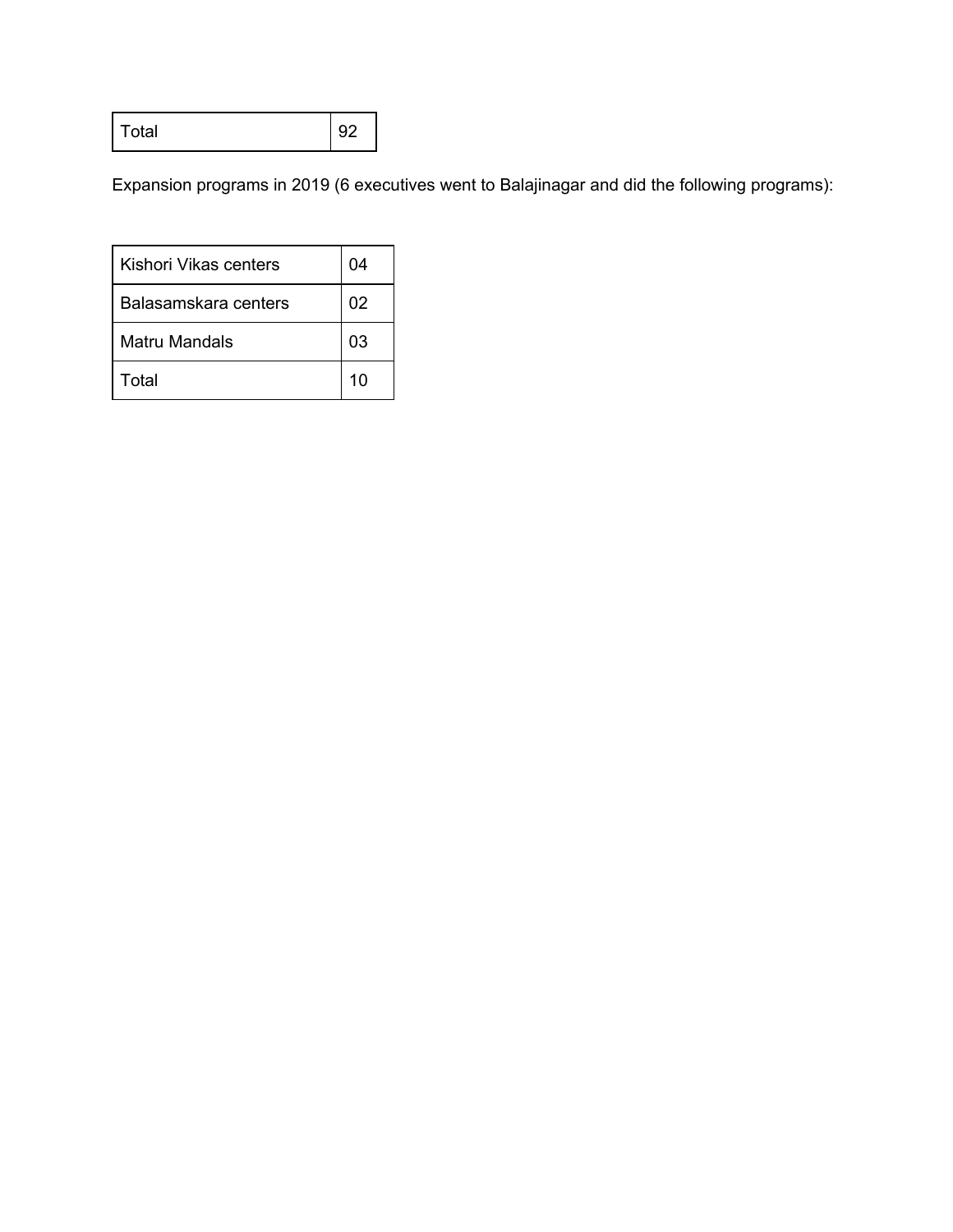| | |
|---|---|
| Total | 92 |

Expansion programs in 2019 (6 executives went to Balajinagar and did the following programs):

| | |
|---|---|
| Kishori Vikas centers | 04 |
| Balasamskara centers | 02 |
| Matru Mandals | 03 |
| Total | 10 |